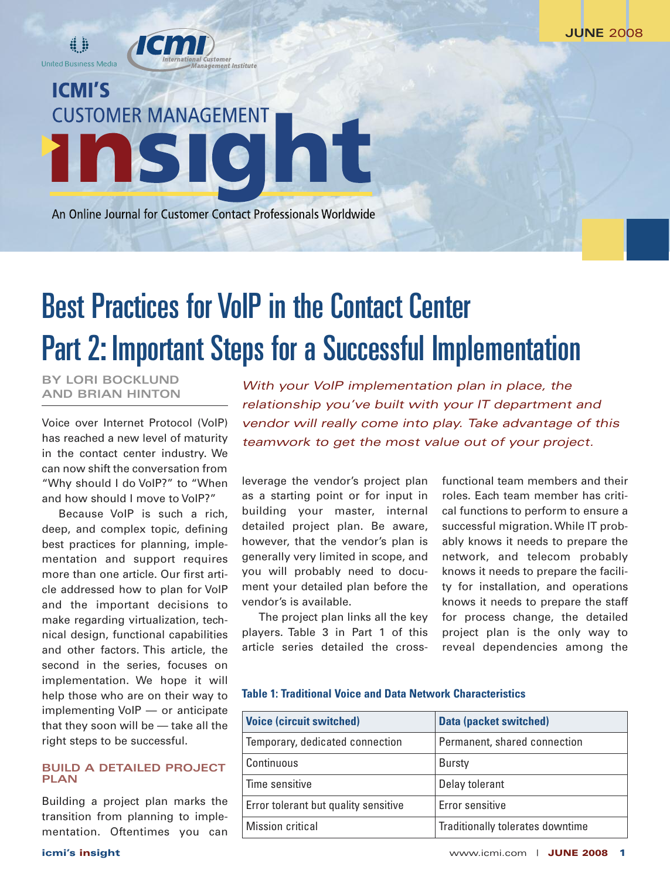# ICMI'S CUSTOMER MANAGEMENT insight

An Online Journal for Customer Contact Professionals Worldwide

JUNE 2008

# Best Practices for VoIP in the Contact Center Part 2: Important Steps for a Successful Implementation

**BY LORI BOCKLUND AND BRIAN HINTON**

*With your VoIP implementation plan in place, the relationship you've built with your IT department and vendor will really come into play. Take advantage of this teamwork to get the most value out of your project.*

Voice over Internet Protocol (VoIP) has reached a new level of maturity in the contact center industry. We can now shift the conversation from "Why should I do VoIP?" to "When and how should I move to VoIP?"

Because VoIP is such a rich, deep, and complex topic, defining best practices for planning, implementation and support requires more than one article. Our first article addressed how to plan for VoIP and the important decisions to make regarding virtualization, technical design, functional capabilities and other factors. This article, the second in the series, focuses on implementation. We hope it will help those who are on their way to implementing VoIP — or anticipate that they soon will be — take all the right steps to be successful.

## BUILD A DETAILED PROJECT PLAN

Building a project plan marks the transition from planning to implementation. Oftentimes you can leverage the vendor's project plan as a starting point or for input in building your master, internal detailed project plan. Be aware, however, that the vendor's plan is generally very limited in scope, and you will probably need to document your detailed plan before the vendor's is available.

The project plan links all the key players. Table 3 in Part 1 of this article series detailed the cross-functional team members and their roles. Each team member has critical functions to perform to ensure a successful migration. While IT probably knows it needs to prepare the network, and telecom probably knows it needs to prepare the facility for installation, and operations knows it needs to prepare the staff for process change, the detailed project plan is the only way to reveal dependencies among the

**Table 1: Traditional Voice and Data Network Characteristics**

| Voice (circuit switched) | Data (packet switched) |
|---|---|
| Temporary, dedicated connection | Permanent, shared connection |
| Continuous | Bursty |
| Time sensitive | Delay tolerant |
| Error tolerant but quality sensitive | Error sensitive |
| Mission critical | Traditionally tolerates downtime |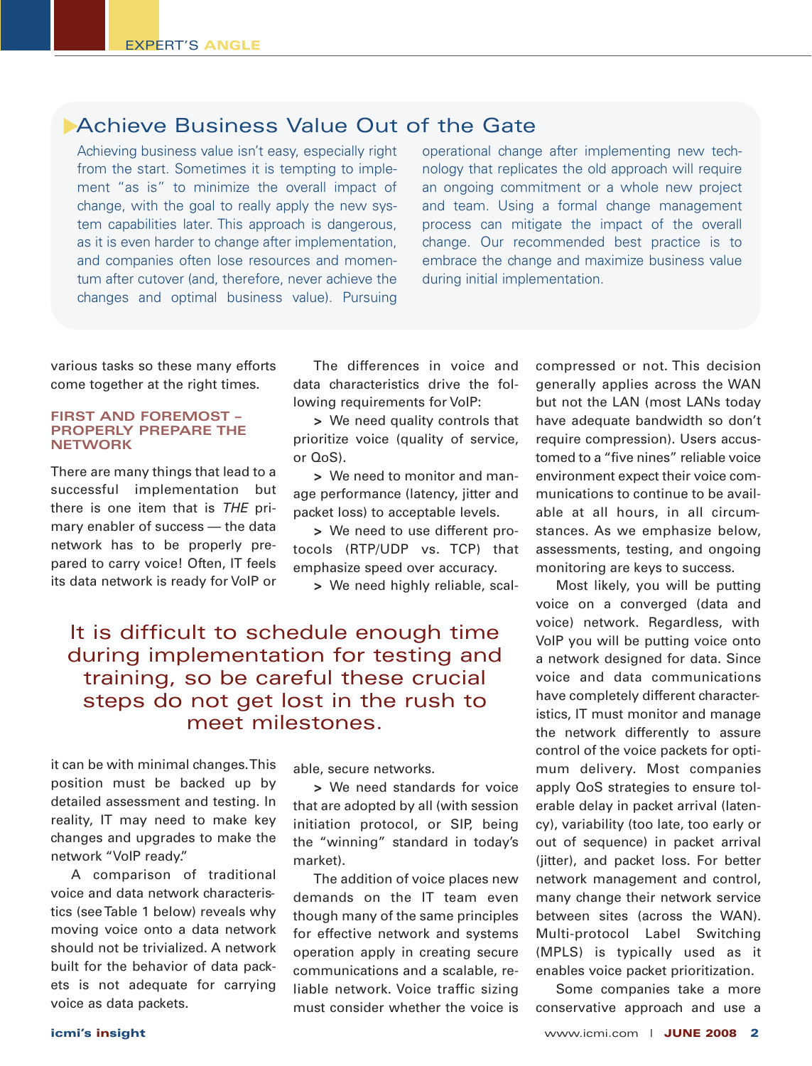## Achieve Business Value Out of the Gate

Achieving business value isn't easy, especially right from the start. Sometimes it is tempting to implement "as is" to minimize the overall impact of change, with the goal to really apply the new system capabilities later. This approach is dangerous, as it is even harder to change after implementation, and companies often lose resources and momentum after cutover (and, therefore, never achieve the changes and optimal business value). Pursuing operational change after implementing new technology that replicates the old approach will require an ongoing commitment or a whole new project and team. Using a formal change management process can mitigate the impact of the overall change. Our recommended best practice is to embrace the change and maximize business value during initial implementation.

various tasks so these many efforts come together at the right times.

### FIRST AND FOREMOST – PROPERLY PREPARE THE NETWORK

There are many things that lead to a successful implementation but there is one item that is *THE* primary enabler of success — the data network has to be properly prepared to carry voice! Often, IT feels its data network is ready for VoIP or it can be with minimal changes. This position must be backed up by detailed assessment and testing. In reality, IT may need to make key changes and upgrades to make the network "VoIP ready."

> It is difficult to schedule enough time during implementation for testing and training, so be careful these crucial steps do not get lost in the rush to meet milestones.

A comparison of traditional voice and data network characteristics (see Table 1 below) reveals why moving voice onto a data network should not be trivialized. A network built for the behavior of data packets is not adequate for carrying voice as data packets.

The differences in voice and data characteristics drive the following requirements for VoIP:

> We need quality controls that prioritize voice (quality of service, or QoS).

> We need to monitor and manage performance (latency, jitter and packet loss) to acceptable levels.

> We need to use different protocols (RTP/UDP vs. TCP) that emphasize speed over accuracy.

> We need highly reliable, scalable, secure networks.

> We need standards for voice that are adopted by all (with session initiation protocol, or SIP, being the "winning" standard in today's market).

The addition of voice places new demands on the IT team even though many of the same principles for effective network and systems operation apply in creating secure communications and a scalable, reliable network. Voice traffic sizing must consider whether the voice is compressed or not. This decision generally applies across the WAN but not the LAN (most LANs today have adequate bandwidth so don't require compression). Users accustomed to a "five nines" reliable voice environment expect their voice communications to continue to be available at all hours, in all circumstances. As we emphasize below, assessments, testing, and ongoing monitoring are keys to success.

Most likely, you will be putting voice on a converged (data and voice) network. Regardless, with VoIP you will be putting voice onto a network designed for data. Since voice and data communications have completely different characteristics, IT must monitor and manage the network differently to assure control of the voice packets for optimum delivery. Most companies apply QoS strategies to ensure tolerable delay in packet arrival (latency), variability (too late, too early or out of sequence) in packet arrival (jitter), and packet loss. For better network management and control, many change their network service between sites (across the WAN). Multi-protocol Label Switching (MPLS) is typically used as it enables voice packet prioritization.

Some companies take a more conservative approach and use a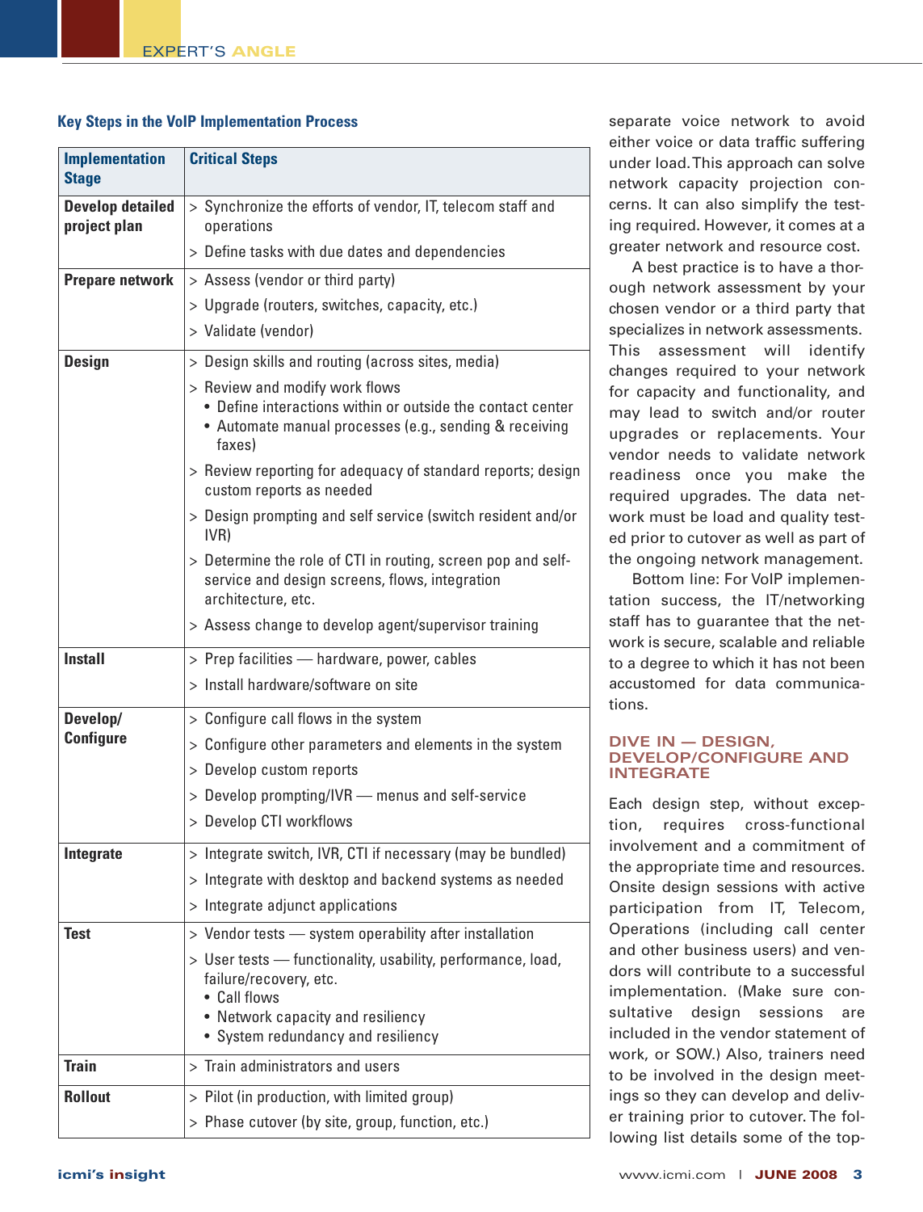**Key Steps in the VoIP Implementation Process**

| Implementation Stage | Critical Steps |
|---|---|
| Develop detailed project plan | > Synchronize the efforts of vendor, IT, telecom staff and operations<br>> Define tasks with due dates and dependencies |
| Prepare network | > Assess (vendor or third party)<br>> Upgrade (routers, switches, capacity, etc.)<br>> Validate (vendor) |
| Design | > Design skills and routing (across sites, media)<br>> Review and modify work flows<br>• Define interactions within or outside the contact center<br>• Automate manual processes (e.g., sending & receiving faxes)<br>> Review reporting for adequacy of standard reports; design custom reports as needed<br>> Design prompting and self service (switch resident and/or IVR)<br>> Determine the role of CTI in routing, screen pop and self-service and design screens, flows, integration architecture, etc.<br>> Assess change to develop agent/supervisor training |
| Install | > Prep facilities — hardware, power, cables<br>> Install hardware/software on site |
| Develop/ Configure | > Configure call flows in the system<br>> Configure other parameters and elements in the system<br>> Develop custom reports<br>> Develop prompting/IVR — menus and self-service<br>> Develop CTI workflows |
| Integrate | > Integrate switch, IVR, CTI if necessary (may be bundled)<br>> Integrate with desktop and backend systems as needed<br>> Integrate adjunct applications |
| Test | > Vendor tests — system operability after installation<br>> User tests — functionality, usability, performance, load, failure/recovery, etc.<br>• Call flows<br>• Network capacity and resiliency<br>• System redundancy and resiliency |
| Train | > Train administrators and users |
| Rollout | > Pilot (in production, with limited group)<br>> Phase cutover (by site, group, function, etc.) |

separate voice network to avoid either voice or data traffic suffering under load. This approach can solve network capacity projection concerns. It can also simplify the testing required. However, it comes at a greater network and resource cost.

A best practice is to have a thorough network assessment by your chosen vendor or a third party that specializes in network assessments. This assessment will identify changes required to your network for capacity and functionality, and may lead to switch and/or router upgrades or replacements. Your vendor needs to validate network readiness once you make the required upgrades. The data network must be load and quality tested prior to cutover as well as part of the ongoing network management.

Bottom line: For VoIP implementation success, the IT/networking staff has to guarantee that the network is secure, scalable and reliable to a degree to which it has not been accustomed for data communications.

## DIVE IN — DESIGN, DEVELOP/CONFIGURE AND INTEGRATE

Each design step, without exception, requires cross-functional involvement and a commitment of the appropriate time and resources. Onsite design sessions with active participation from IT, Telecom, Operations (including call center and other business users) and vendors will contribute to a successful implementation. (Make sure consultative design sessions are included in the vendor statement of work, or SOW.) Also, trainers need to be involved in the design meetings so they can develop and deliver training prior to cutover. The following list details some of the top-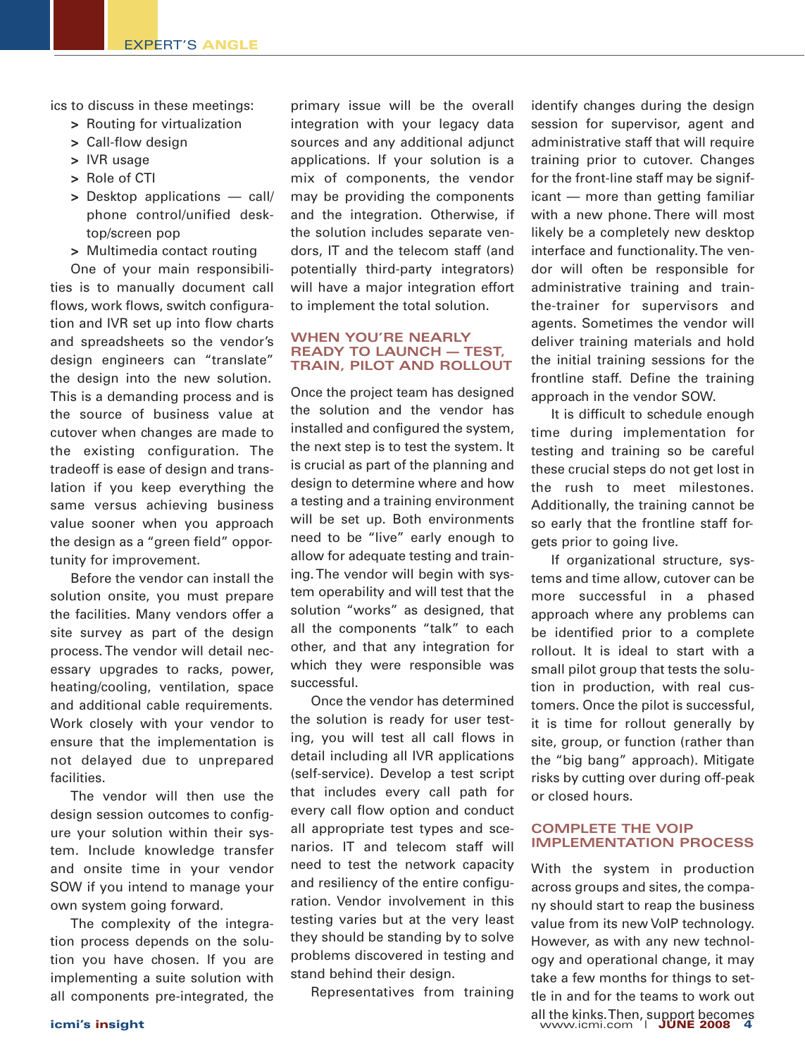ics to discuss in these meetings:

- Routing for virtualization
- Call-flow design
- IVR usage
- Role of CTI
- Desktop applications — call/phone control/unified desktop/screen pop
- Multimedia contact routing

One of your main responsibilities is to manually document call flows, work flows, switch configuration and IVR set up into flow charts and spreadsheets so the vendor's design engineers can "translate" the design into the new solution. This is a demanding process and is the source of business value at cutover when changes are made to the existing configuration. The tradeoff is ease of design and translation if you keep everything the same versus achieving business value sooner when you approach the design as a "green field" opportunity for improvement.

Before the vendor can install the solution onsite, you must prepare the facilities. Many vendors offer a site survey as part of the design process. The vendor will detail necessary upgrades to racks, power, heating/cooling, ventilation, space and additional cable requirements. Work closely with your vendor to ensure that the implementation is not delayed due to unprepared facilities.

The vendor will then use the design session outcomes to configure your solution within their system. Include knowledge transfer and onsite time in your vendor SOW if you intend to manage your own system going forward.

The complexity of the integration process depends on the solution you have chosen. If you are implementing a suite solution with all components pre-integrated, the primary issue will be the overall integration with your legacy data sources and any additional adjunct applications. If your solution is a mix of components, the vendor may be providing the components and the integration. Otherwise, if the solution includes separate vendors, IT and the telecom staff (and potentially third-party integrators) will have a major integration effort to implement the total solution.

## WHEN YOU'RE NEARLY READY TO LAUNCH — TEST, TRAIN, PILOT AND ROLLOUT

Once the project team has designed the solution and the vendor has installed and configured the system, the next step is to test the system. It is crucial as part of the planning and design to determine where and how a testing and a training environment will be set up. Both environments need to be "live" early enough to allow for adequate testing and training. The vendor will begin with system operability and will test that the solution "works" as designed, that all the components "talk" to each other, and that any integration for which they were responsible was successful.

Once the vendor has determined the solution is ready for user testing, you will test all call flows in detail including all IVR applications (self-service). Develop a test script that includes every call path for every call flow option and conduct all appropriate test types and scenarios. IT and telecom staff will need to test the network capacity and resiliency of the entire configuration. Vendor involvement in this testing varies but at the very least they should be standing by to solve problems discovered in testing and stand behind their design.

Representatives from training identify changes during the design session for supervisor, agent and administrative staff that will require training prior to cutover. Changes for the front-line staff may be significant — more than getting familiar with a new phone. There will most likely be a completely new desktop interface and functionality. The vendor will often be responsible for administrative training and train-the-trainer for supervisors and agents. Sometimes the vendor will deliver training materials and hold the initial training sessions for the frontline staff. Define the training approach in the vendor SOW.

It is difficult to schedule enough time during implementation for testing and training so be careful these crucial steps do not get lost in the rush to meet milestones. Additionally, the training cannot be so early that the frontline staff forgets prior to going live.

If organizational structure, systems and time allow, cutover can be more successful in a phased approach where any problems can be identified prior to a complete rollout. It is ideal to start with a small pilot group that tests the solution in production, with real customers. Once the pilot is successful, it is time for rollout generally by site, group, or function (rather than the "big bang" approach). Mitigate risks by cutting over during off-peak or closed hours.

## COMPLETE THE VOIP IMPLEMENTATION PROCESS

With the system in production across groups and sites, the company should start to reap the business value from its new VoIP technology. However, as with any new technology and operational change, it may take a few months for things to settle in and for the teams to work out all the kinks. Then, support becomes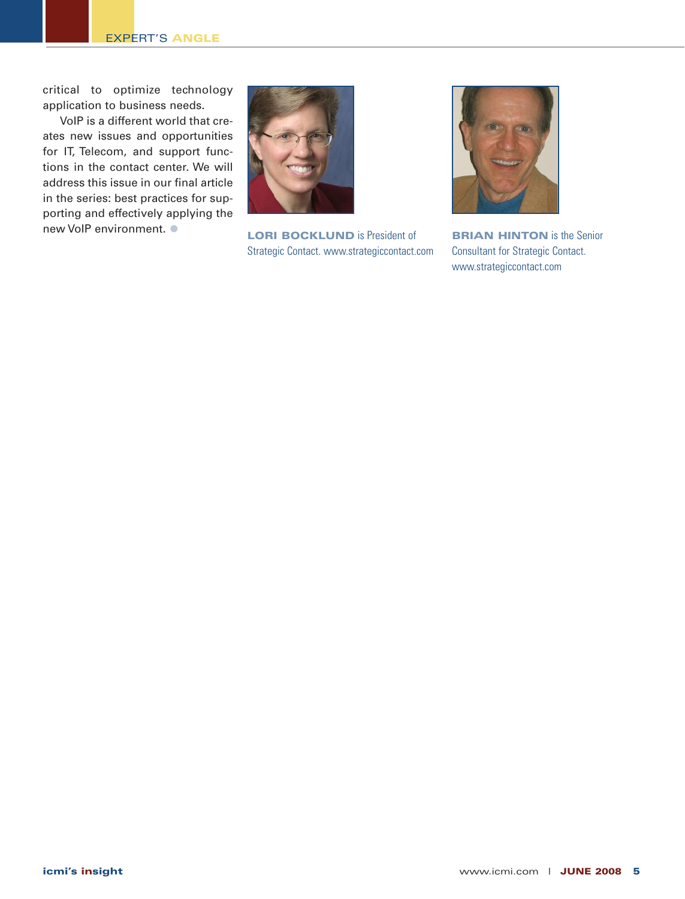critical to optimize technology application to business needs.

VoIP is a different world that creates new issues and opportunities for IT, Telecom, and support functions in the contact center. We will address this issue in our final article in the series: best practices for supporting and effectively applying the new VoIP environment.

**LORI BOCKLUND** is President of Strategic Contact. www.strategiccontact.com

**BRIAN HINTON** is the Senior Consultant for Strategic Contact. www.strategiccontact.com